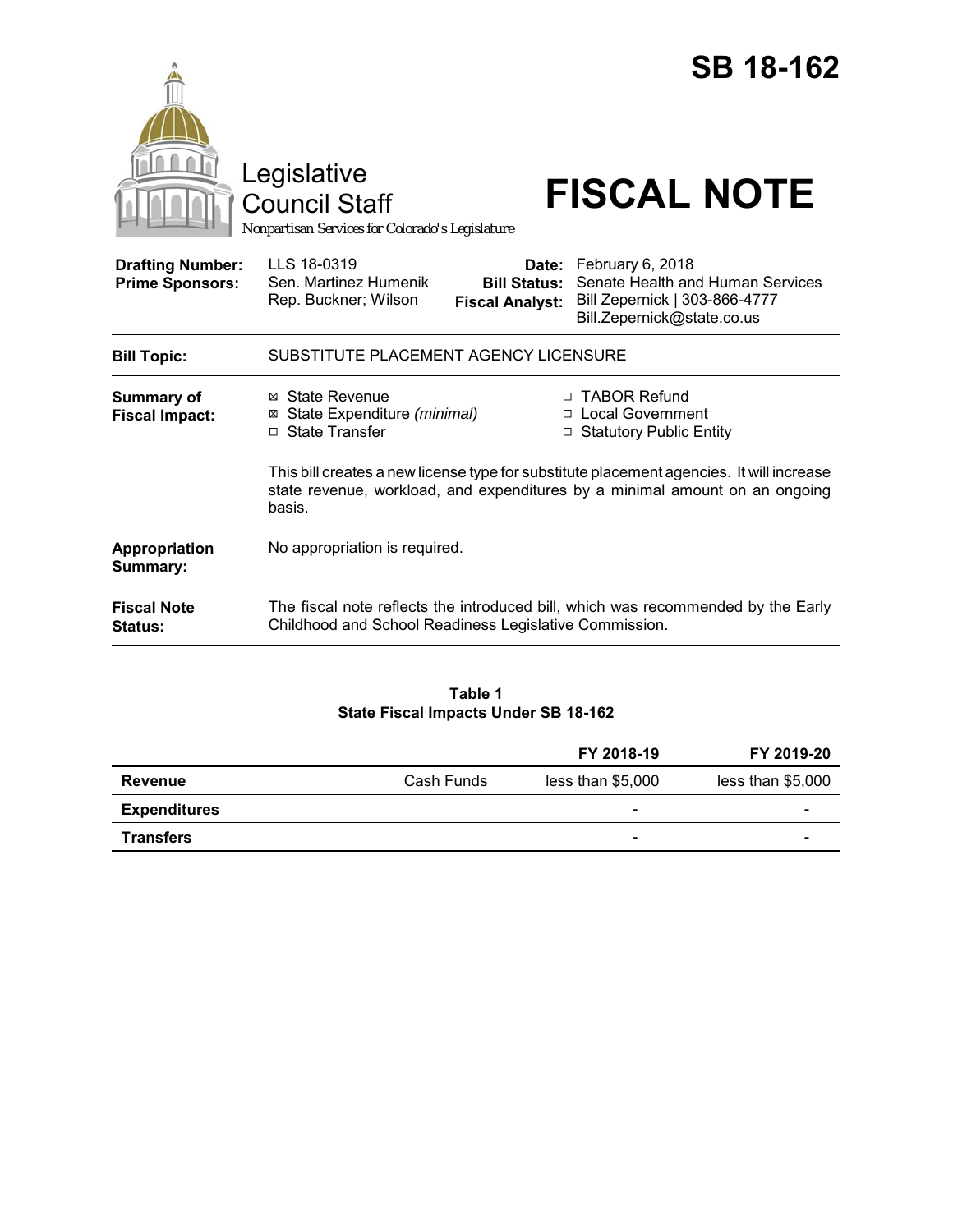# SB 18-162

Legislative Council Staff

*Nonpartisan Services for Colorado's Legislature*

# FISCAL NOTE

| | | | |
|---|---|---|---|
| **Drafting Number:** | LLS 18-0319 | **Date:** | February 6, 2018 |
| **Prime Sponsors:** | Sen. Martinez Humenik<br>Rep. Buckner; Wilson | **Bill Status:** | Senate Health and Human Services |
| | | **Fiscal Analyst:** | Bill Zepernick \| 303-866-4777<br>Bill.Zepernick@state.co.us |

| | |
|---|---|
| **Bill Topic:** | SUBSTITUTE PLACEMENT AGENCY LICENSURE |
| **Summary of Fiscal Impact:** | ☒ State Revenue<br>☒ State Expenditure *(minimal)*<br>☐ State Transfer<br>☐ TABOR Refund<br>☐ Local Government<br>☐ Statutory Public Entity<br><br>This bill creates a new license type for substitute placement agencies. It will increase state revenue, workload, and expenditures by a minimal amount on an ongoing basis. |
| **Appropriation Summary:** | No appropriation is required. |
| **Fiscal Note Status:** | The fiscal note reflects the introduced bill, which was recommended by the Early Childhood and School Readiness Legislative Commission. |

**Table 1**
**State Fiscal Impacts Under SB 18-162**

| | | FY 2018-19 | FY 2019-20 |
|---|---|---|---|
| **Revenue** | Cash Funds | less than $5,000 | less than $5,000 |
| **Expenditures** | | - | - |
| **Transfers** | | - | - |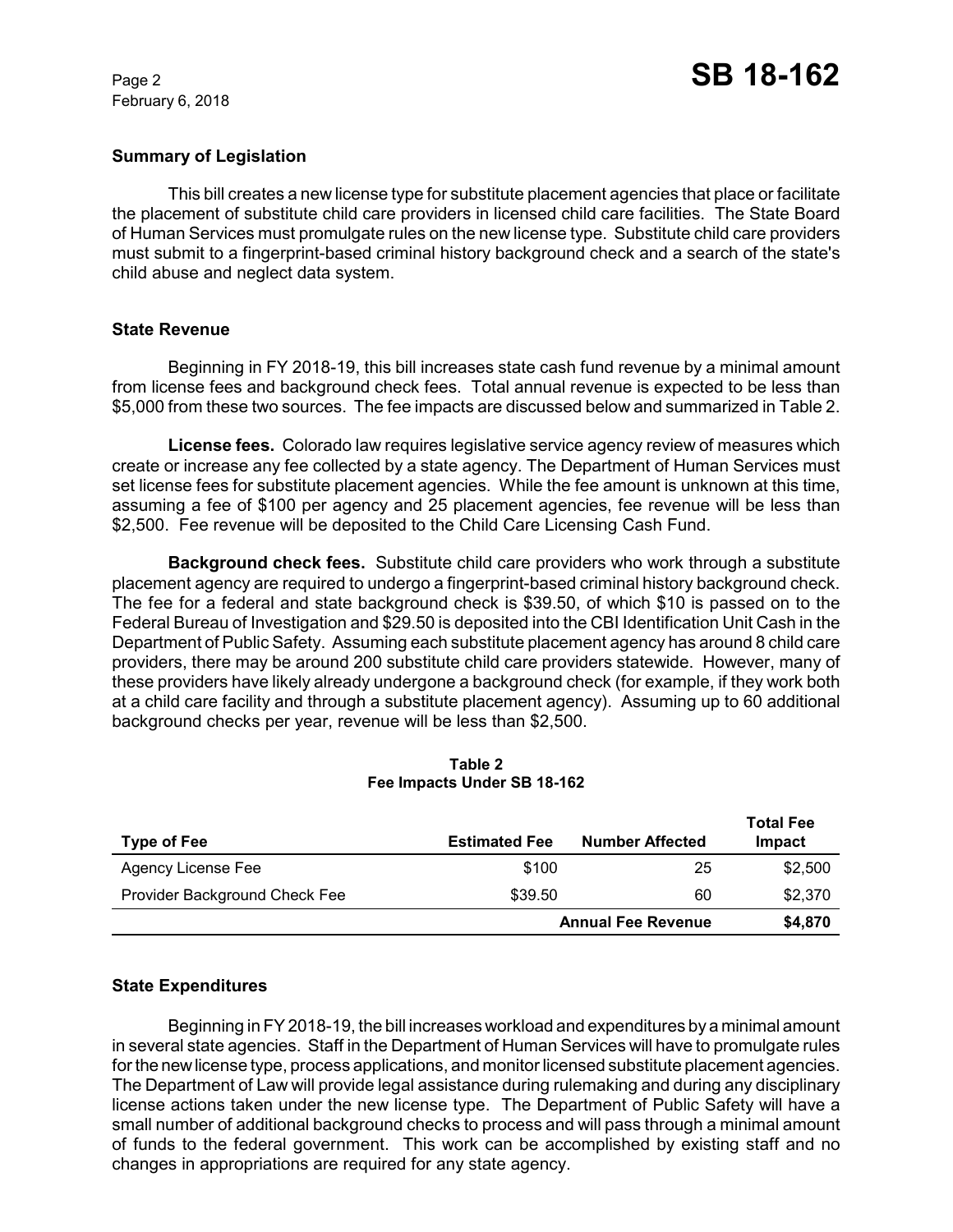## Summary of Legislation

This bill creates a new license type for substitute placement agencies that place or facilitate the placement of substitute child care providers in licensed child care facilities. The State Board of Human Services must promulgate rules on the new license type. Substitute child care providers must submit to a fingerprint-based criminal history background check and a search of the state's child abuse and neglect data system.

## State Revenue

Beginning in FY 2018-19, this bill increases state cash fund revenue by a minimal amount from license fees and background check fees. Total annual revenue is expected to be less than $5,000 from these two sources. The fee impacts are discussed below and summarized in Table 2.

**License fees.** Colorado law requires legislative service agency review of measures which create or increase any fee collected by a state agency. The Department of Human Services must set license fees for substitute placement agencies. While the fee amount is unknown at this time, assuming a fee of $100 per agency and 25 placement agencies, fee revenue will be less than $2,500. Fee revenue will be deposited to the Child Care Licensing Cash Fund.

**Background check fees.** Substitute child care providers who work through a substitute placement agency are required to undergo a fingerprint-based criminal history background check. The fee for a federal and state background check is $39.50, of which $10 is passed on to the Federal Bureau of Investigation and $29.50 is deposited into the CBI Identification Unit Cash in the Department of Public Safety. Assuming each substitute placement agency has around 8 child care providers, there may be around 200 substitute child care providers statewide. However, many of these providers have likely already undergone a background check (for example, if they work both at a child care facility and through a substitute placement agency). Assuming up to 60 additional background checks per year, revenue will be less than $2,500.

**Table 2**
**Fee Impacts Under SB 18-162**

| Type of Fee | Estimated Fee | Number Affected | Total Fee Impact |
|---|---|---|---|
| Agency License Fee | $100 | 25 | $2,500 |
| Provider Background Check Fee | $39.50 | 60 | $2,370 |
| | | **Annual Fee Revenue** | **$4,870** |

## State Expenditures

Beginning in FY 2018-19, the bill increases workload and expenditures by a minimal amount in several state agencies. Staff in the Department of Human Services will have to promulgate rules for the new license type, process applications, and monitor licensed substitute placement agencies. The Department of Law will provide legal assistance during rulemaking and during any disciplinary license actions taken under the new license type. The Department of Public Safety will have a small number of additional background checks to process and will pass through a minimal amount of funds to the federal government. This work can be accomplished by existing staff and no changes in appropriations are required for any state agency.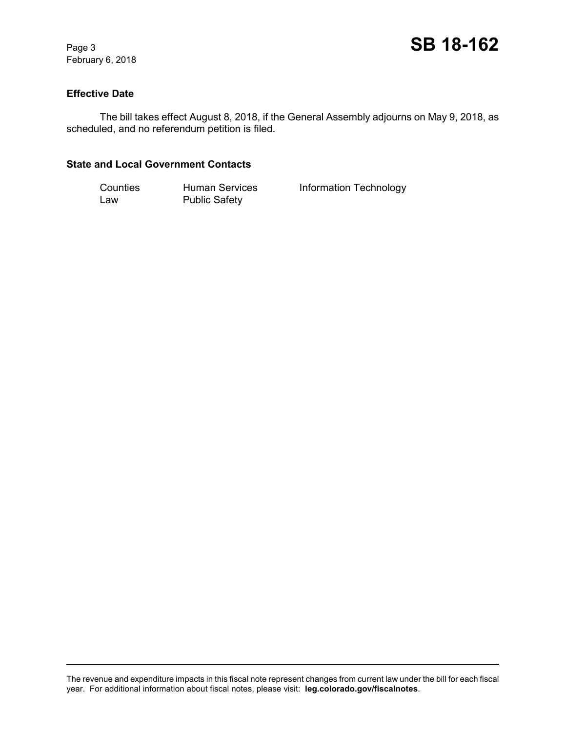### Effective Date

The bill takes effect August 8, 2018, if the General Assembly adjourns on May 9, 2018, as scheduled, and no referendum petition is filed.

### State and Local Government Contacts

| | | |
|---|---|---|
| Counties | Human Services | Information Technology |
| Law | Public Safety | |

The revenue and expenditure impacts in this fiscal note represent changes from current law under the bill for each fiscal year. For additional information about fiscal notes, please visit: **leg.colorado.gov/fiscalnotes**.